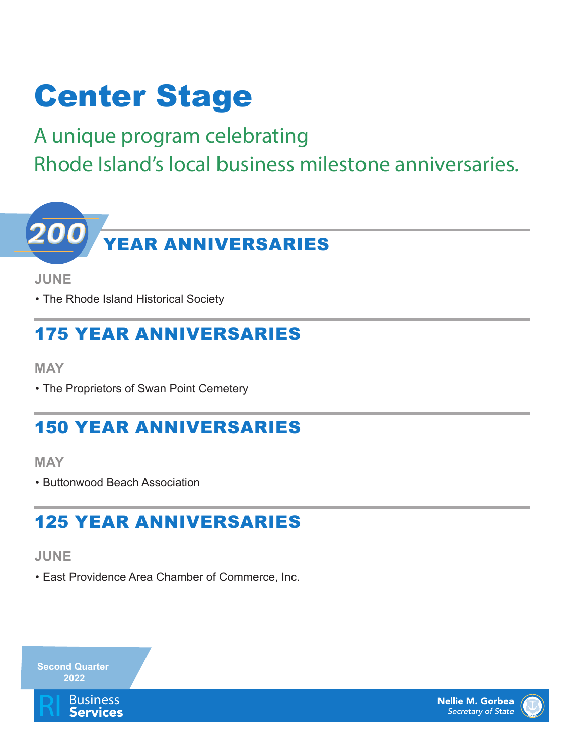# Center Stage

A unique program celebrating
Rhode Island's local business milestone anniversaries.

## 200 YEAR ANNIVERSARIES

**JUNE**

- The Rhode Island Historical Society

## 175 YEAR ANNIVERSARIES

**MAY**

- The Proprietors of Swan Point Cemetery

## 150 YEAR ANNIVERSARIES

**MAY**

- Buttonwood Beach Association

## 125 YEAR ANNIVERSARIES

**JUNE**

- East Providence Area Chamber of Commerce, Inc.

Second Quarter 2022

RI Business Services

Nellie M. Gorbea
*Secretary of State*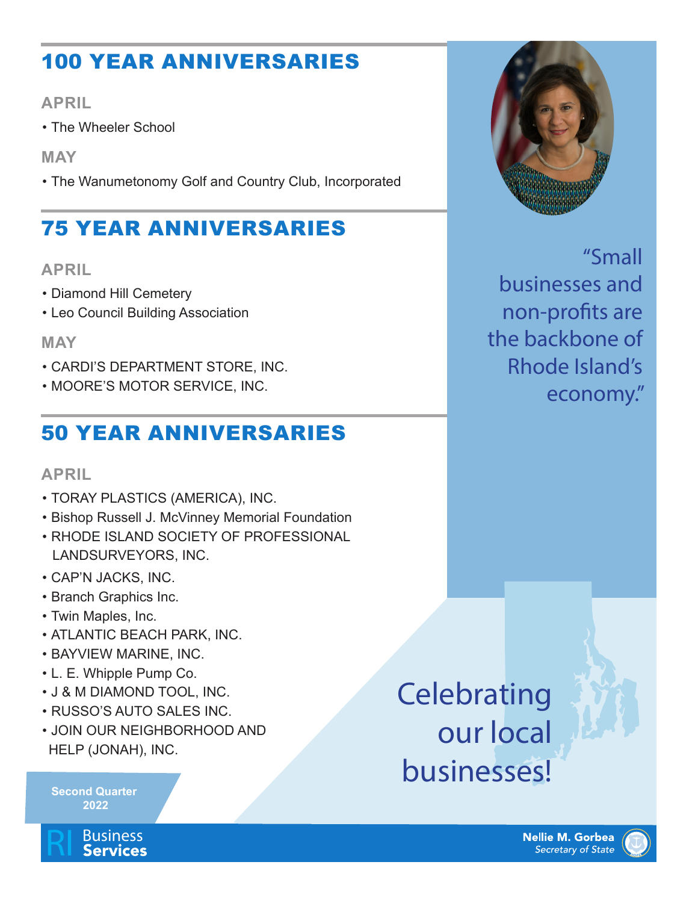## 100 YEAR ANNIVERSARIES

### APRIL

- The Wheeler School

### MAY

- The Wanumetonomy Golf and Country Club, Incorporated

## 75 YEAR ANNIVERSARIES

### APRIL

- Diamond Hill Cemetery
- Leo Council Building Association

### MAY

- CARDI'S DEPARTMENT STORE, INC.
- MOORE'S MOTOR SERVICE, INC.

## 50 YEAR ANNIVERSARIES

### APRIL

- TORAY PLASTICS (AMERICA), INC.
- Bishop Russell J. McVinney Memorial Foundation
- RHODE ISLAND SOCIETY OF PROFESSIONAL LANDSURVEYORS, INC.
- CAP'N JACKS, INC.
- Branch Graphics Inc.
- Twin Maples, Inc.
- ATLANTIC BEACH PARK, INC.
- BAYVIEW MARINE, INC.
- L. E. Whipple Pump Co.
- J & M DIAMOND TOOL, INC.
- RUSSO'S AUTO SALES INC.
- JOIN OUR NEIGHBORHOOD AND HELP (JONAH), INC.

"Small businesses and non-profits are the backbone of Rhode Island's economy."

Celebrating our local businesses!

**Second Quarter 2022**

RI Business **Services**

**Nellie M. Gorbea**
*Secretary of State*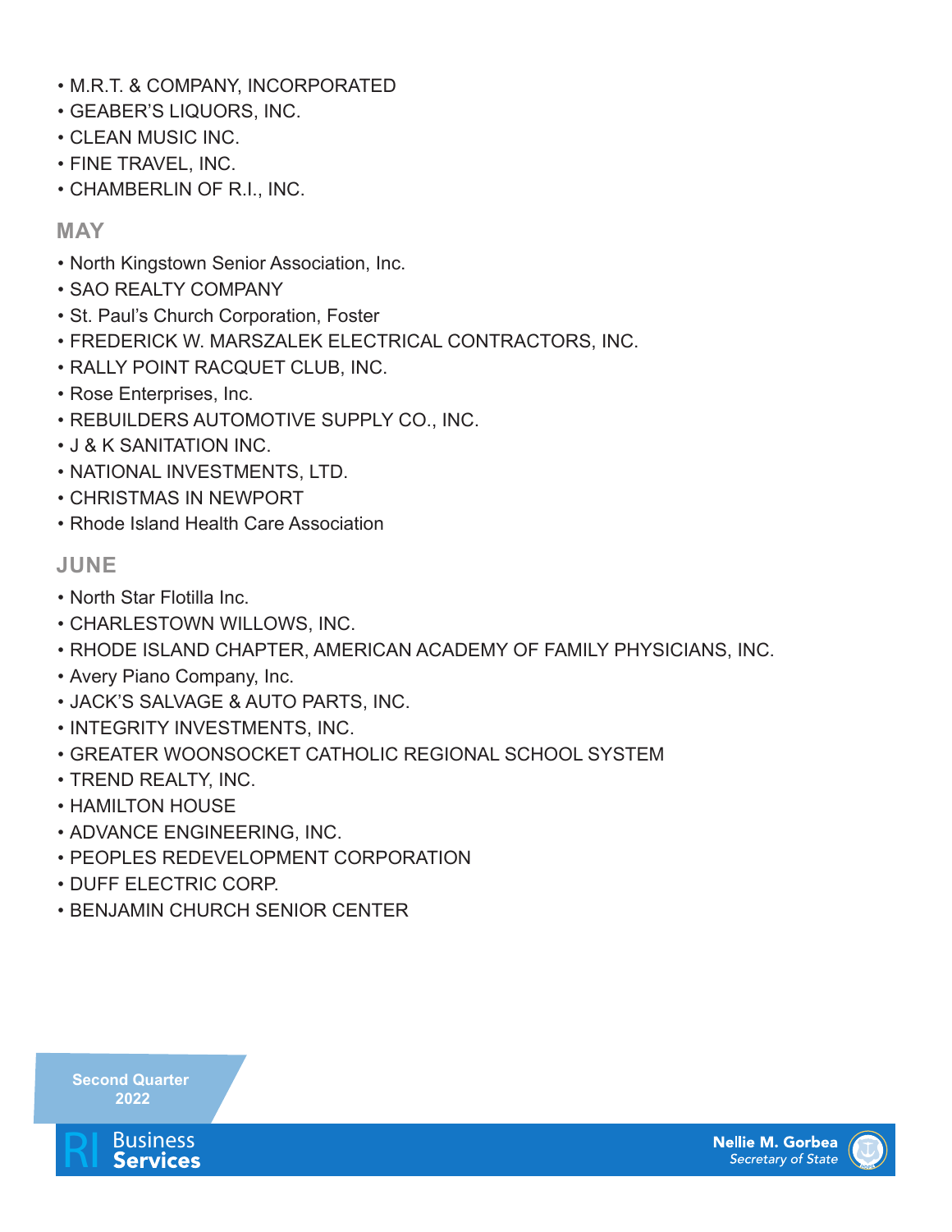- M.R.T. & COMPANY, INCORPORATED
- GEABER'S LIQUORS, INC.
- CLEAN MUSIC INC.
- FINE TRAVEL, INC.
- CHAMBERLIN OF R.I., INC.

## MAY

- North Kingstown Senior Association, Inc.
- SAO REALTY COMPANY
- St. Paul's Church Corporation, Foster
- FREDERICK W. MARSZALEK ELECTRICAL CONTRACTORS, INC.
- RALLY POINT RACQUET CLUB, INC.
- Rose Enterprises, Inc.
- REBUILDERS AUTOMOTIVE SUPPLY CO., INC.
- J & K SANITATION INC.
- NATIONAL INVESTMENTS, LTD.
- CHRISTMAS IN NEWPORT
- Rhode Island Health Care Association

## JUNE

- North Star Flotilla Inc.
- CHARLESTOWN WILLOWS, INC.
- RHODE ISLAND CHAPTER, AMERICAN ACADEMY OF FAMILY PHYSICIANS, INC.
- Avery Piano Company, Inc.
- JACK'S SALVAGE & AUTO PARTS, INC.
- INTEGRITY INVESTMENTS, INC.
- GREATER WOONSOCKET CATHOLIC REGIONAL SCHOOL SYSTEM
- TREND REALTY, INC.
- HAMILTON HOUSE
- ADVANCE ENGINEERING, INC.
- PEOPLES REDEVELOPMENT CORPORATION
- DUFF ELECTRIC CORP.
- BENJAMIN CHURCH SENIOR CENTER